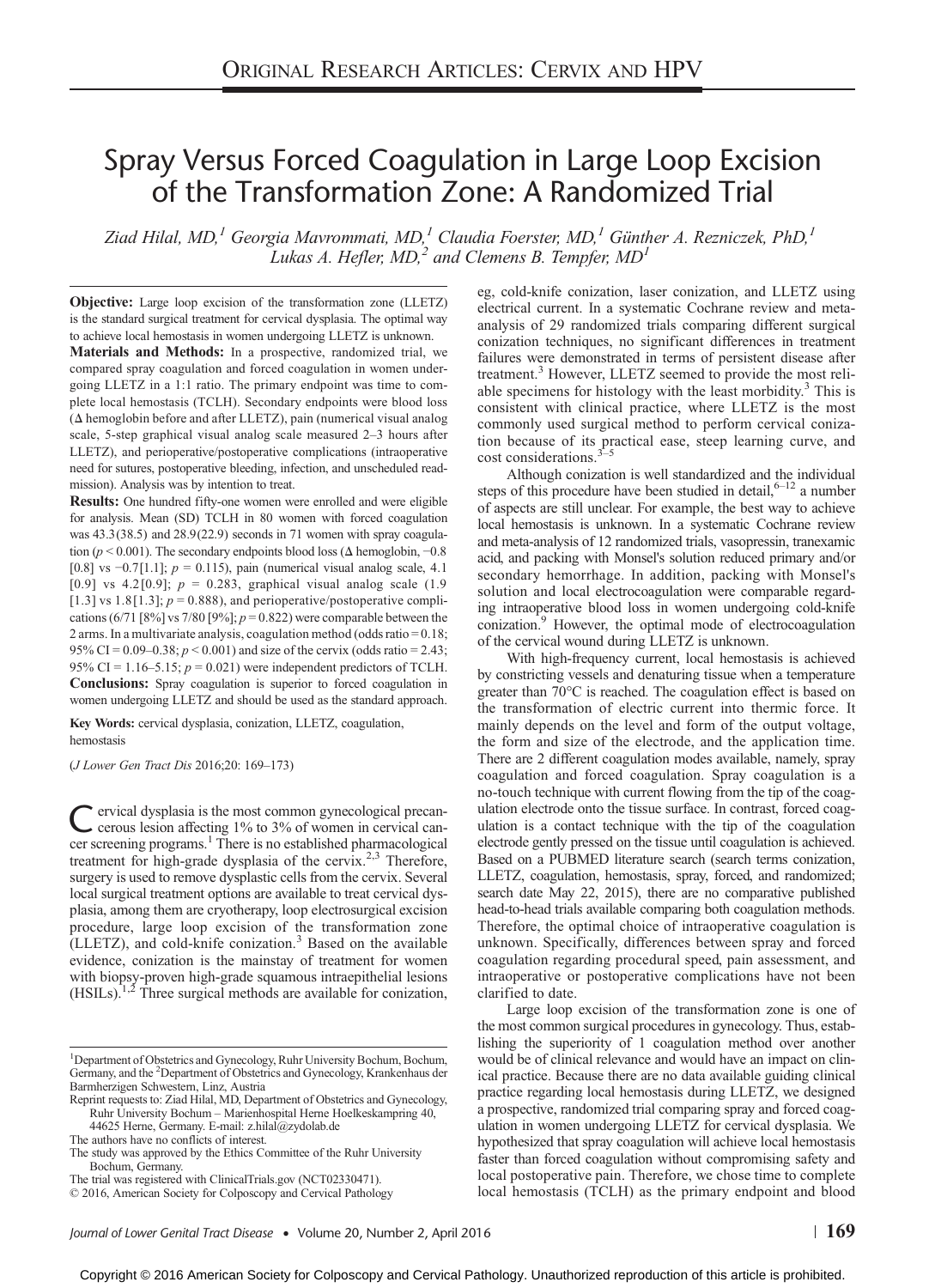# Spray Versus Forced Coagulation in Large Loop Excision of the Transformation Zone: A Randomized Trial

*Ziad Hilal, MD,[1] Georgia Mavrommati, MD,[1] Claudia Foerster, MD,[1] Günther A. Rezniczek, PhD,[1] Lukas A. Hefler, MD,[2] and Clemens B. Tempfer, MD[1]*

**Objective:** Large loop excision of the transformation zone (LLETZ) is the standard surgical treatment for cervical dysplasia. The optimal way to achieve local hemostasis in women undergoing LLETZ is unknown.

**Materials and Methods:** In a prospective, randomized trial, we compared spray coagulation and forced coagulation in women undergoing LLETZ in a 1:1 ratio. The primary endpoint was time to complete local hemostasis (TCLH). Secondary endpoints were blood loss (Δ hemoglobin before and after LLETZ), pain (numerical visual analog scale, 5-step graphical visual analog scale measured 2–3 hours after LLETZ), and perioperative/postoperative complications (intraoperative need for sutures, postoperative bleeding, infection, and unscheduled readmission). Analysis was by intention to treat.

**Results:** One hundred fifty-one women were enrolled and were eligible for analysis. Mean (SD) TCLH in 80 women with forced coagulation was 43.3(38.5) and 28.9(22.9) seconds in 71 women with spray coagulation ($p < 0.001$). The secondary endpoints blood loss (Δ hemoglobin, −0.8 [0.8] vs −0.7[1.1]; $p$ = 0.115), pain (numerical visual analog scale, 4.1 [0.9] vs 4.2[0.9]; $p$ = 0.283, graphical visual analog scale (1.9 [1.3] vs 1.8[1.3]; $p$ = 0.888), and perioperative/postoperative complications (6/71 [8%] vs 7/80 [9%]; $p$ = 0.822) were comparable between the 2 arms. In a multivariate analysis, coagulation method (odds ratio = 0.18; 95% CI = 0.09–0.38; $p < 0.001$) and size of the cervix (odds ratio = 2.43; 95% CI = 1.16–5.15; $p$ = 0.021) were independent predictors of TCLH.

**Conclusions:** Spray coagulation is superior to forced coagulation in women undergoing LLETZ and should be used as the standard approach.

**Key Words:** cervical dysplasia, conization, LLETZ, coagulation, hemostasis

(*J Lower Gen Tract Dis* 2016;20: 169–173)

Cervical dysplasia is the most common gynecological precancerous lesion affecting 1% to 3% of women in cervical cancer screening programs.[1] There is no established pharmacological treatment for high-grade dysplasia of the cervix.[2,3] Therefore, surgery is used to remove dysplastic cells from the cervix. Several local surgical treatment options are available to treat cervical dysplasia, among them are cryotherapy, loop electrosurgical excision procedure, large loop excision of the transformation zone (LLETZ), and cold-knife conization.[3] Based on the available evidence, conization is the mainstay of treatment for women with biopsy-proven high-grade squamous intraepithelial lesions (HSILs).[1,2] Three surgical methods are available for conization, eg, cold-knife conization, laser conization, and LLETZ using electrical current. In a systematic Cochrane review and meta-analysis of 29 randomized trials comparing different surgical conization techniques, no significant differences in treatment failures were demonstrated in terms of persistent disease after treatment.[3] However, LLETZ seemed to provide the most reliable specimens for histology with the least morbidity.[3] This is consistent with clinical practice, where LLETZ is the most commonly used surgical method to perform cervical conization because of its practical ease, steep learning curve, and cost considerations.[3–5]

Although conization is well standardized and the individual steps of this procedure have been studied in detail,[6–12] a number of aspects are still unclear. For example, the best way to achieve local hemostasis is unknown. In a systematic Cochrane review and meta-analysis of 12 randomized trials, vasopressin, tranexamic acid, and packing with Monsel's solution reduced primary and/or secondary hemorrhage. In addition, packing with Monsel's solution and local electrocoagulation were comparable regarding intraoperative blood loss in women undergoing cold-knife conization.[9] However, the optimal mode of electrocoagulation of the cervical wound during LLETZ is unknown.

With high-frequency current, local hemostasis is achieved by constricting vessels and denaturing tissue when a temperature greater than 70°C is reached. The coagulation effect is based on the transformation of electric current into thermic force. It mainly depends on the level and form of the output voltage, the form and size of the electrode, and the application time. There are 2 different coagulation modes available, namely, spray coagulation and forced coagulation. Spray coagulation is a no-touch technique with current flowing from the tip of the coagulation electrode onto the tissue surface. In contrast, forced coagulation is a contact technique with the tip of the coagulation electrode gently pressed on the tissue until coagulation is achieved. Based on a PUBMED literature search (search terms conization, LLETZ, coagulation, hemostasis, spray, forced, and randomized; search date May 22, 2015), there are no comparative published head-to-head trials available comparing both coagulation methods. Therefore, the optimal choice of intraoperative coagulation is unknown. Specifically, differences between spray and forced coagulation regarding procedural speed, pain assessment, and intraoperative or postoperative complications have not been clarified to date.

Large loop excision of the transformation zone is one of the most common surgical procedures in gynecology. Thus, establishing the superiority of 1 coagulation method over another would be of clinical relevance and would have an impact on clinical practice. Because there are no data available guiding clinical practice regarding local hemostasis during LLETZ, we designed a prospective, randomized trial comparing spray and forced coagulation in women undergoing LLETZ for cervical dysplasia. We hypothesized that spray coagulation will achieve local hemostasis faster than forced coagulation without compromising safety and local postoperative pain. Therefore, we chose time to complete local hemostasis (TCLH) as the primary endpoint and blood

---

[1]Department of Obstetrics and Gynecology, Ruhr University Bochum, Bochum, Germany, and the [2]Department of Obstetrics and Gynecology, Krankenhaus der Barmherzigen Schwestern, Linz, Austria

Reprint requests to: Ziad Hilal, MD, Department of Obstetrics and Gynecology, Ruhr University Bochum – Marienhospital Herne Hoelkeskampring 40, 44625 Herne, Germany. E-mail: z.hilal@zydolab.de

The authors have no conflicts of interest.

The study was approved by the Ethics Committee of the Ruhr University Bochum, Germany.

The trial was registered with ClinicalTrials.gov (NCT02330471).

© 2016, American Society for Colposcopy and Cervical Pathology

Copyright © 2016 American Society for Colposcopy and Cervical Pathology. Unauthorized reproduction of this article is prohibited.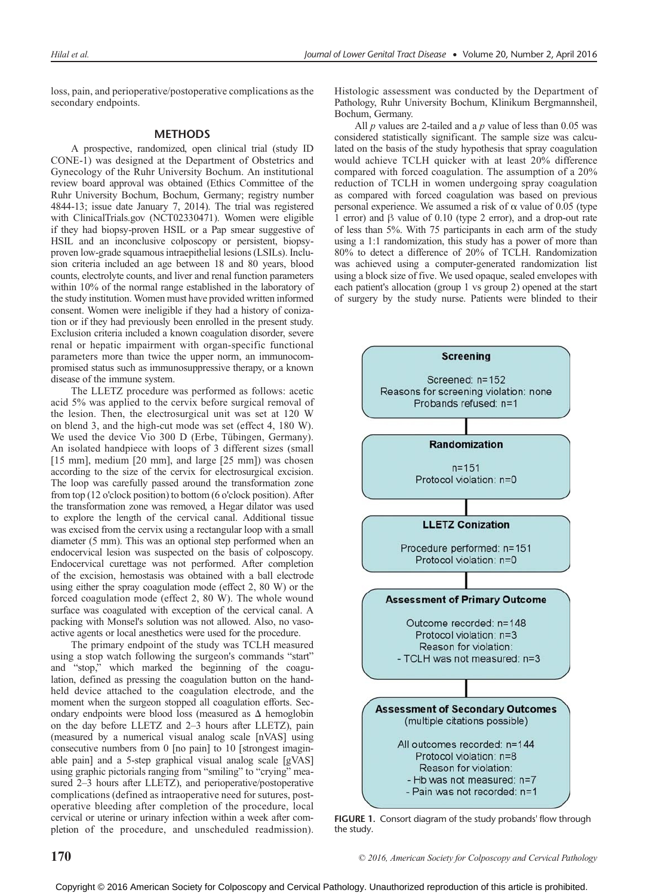loss, pain, and perioperative/postoperative complications as the secondary endpoints.

## METHODS

A prospective, randomized, open clinical trial (study ID CONE-1) was designed at the Department of Obstetrics and Gynecology of the Ruhr University Bochum. An institutional review board approval was obtained (Ethics Committee of the Ruhr University Bochum, Bochum, Germany; registry number 4844-13; issue date January 7, 2014). The trial was registered with ClinicalTrials.gov (NCT02330471). Women were eligible if they had biopsy-proven HSIL or a Pap smear suggestive of HSIL and an inconclusive colposcopy or persistent, biopsy-proven low-grade squamous intraepithelial lesions (LSILs). Inclusion criteria included an age between 18 and 80 years, blood counts, electrolyte counts, and liver and renal function parameters within 10% of the normal range established in the laboratory of the study institution. Women must have provided written informed consent. Women were ineligible if they had a history of conization or if they had previously been enrolled in the present study. Exclusion criteria included a known coagulation disorder, severe renal or hepatic impairment with organ-specific functional parameters more than twice the upper norm, an immunocompromised status such as immunosuppressive therapy, or a known disease of the immune system.

The LLETZ procedure was performed as follows: acetic acid 5% was applied to the cervix before surgical removal of the lesion. Then, the electrosurgical unit was set at 120 W on blend 3, and the high-cut mode was set (effect 4, 180 W). We used the device Vio 300 D (Erbe, Tübingen, Germany). An isolated handpiece with loops of 3 different sizes (small [15 mm], medium [20 mm], and large [25 mm]) was chosen according to the size of the cervix for electrosurgical excision. The loop was carefully passed around the transformation zone from top (12 o'clock position) to bottom (6 o'clock position). After the transformation zone was removed, a Hegar dilator was used to explore the length of the cervical canal. Additional tissue was excised from the cervix using a rectangular loop with a small diameter (5 mm). This was an optional step performed when an endocervical lesion was suspected on the basis of colposcopy. Endocervical curettage was not performed. After completion of the excision, hemostasis was obtained with a ball electrode using either the spray coagulation mode (effect 2, 80 W) or the forced coagulation mode (effect 2, 80 W). The whole wound surface was coagulated with exception of the cervical canal. A packing with Monsel's solution was not allowed. Also, no vasoactive agents or local anesthetics were used for the procedure.

The primary endpoint of the study was TCLH measured using a stop watch following the surgeon's commands "start" and "stop," which marked the beginning of the coagulation, defined as pressing the coagulation button on the handheld device attached to the coagulation electrode, and the moment when the surgeon stopped all coagulation efforts. Secondary endpoints were blood loss (measured as $\Delta$ hemoglobin on the day before LLETZ and 2–3 hours after LLETZ), pain (measured by a numerical visual analog scale [nVAS] using consecutive numbers from 0 [no pain] to 10 [strongest imaginable pain] and a 5-step graphical visual analog scale [gVAS] using graphic pictorials ranging from "smiling" to "crying" measured 2–3 hours after LLETZ), and perioperative/postoperative complications (defined as intraoperative need for sutures, postoperative bleeding after completion of the procedure, local cervical or uterine or urinary infection within a week after completion of the procedure, and unscheduled readmission). Histologic assessment was conducted by the Department of Pathology, Ruhr University Bochum, Klinikum Bergmannsheil, Bochum, Germany.

All *p* values are 2-tailed and a *p* value of less than 0.05 was considered statistically significant. The sample size was calculated on the basis of the study hypothesis that spray coagulation would achieve TCLH quicker with at least 20% difference compared with forced coagulation. The assumption of a 20% reduction of TCLH in women undergoing spray coagulation as compared with forced coagulation was based on previous personal experience. We assumed a risk of $\alpha$ value of 0.05 (type 1 error) and $\beta$ value of 0.10 (type 2 error), and a drop-out rate of less than 5%. With 75 participants in each arm of the study using a 1:1 randomization, this study has a power of more than 80% to detect a difference of 20% of TCLH. Randomization was achieved using a computer-generated randomization list using a block size of five. We used opaque, sealed envelopes with each patient's allocation (group 1 vs group 2) opened at the start of surgery by the study nurse. Patients were blinded to their

**Screening**

Screened: n=152
Reasons for screening violation: none
Probands refused: n=1

**Randomization**

n=151
Protocol violation: n=0

**LLETZ Conization**

Procedure performed: n=151
Protocol violation: n=0

**Assessment of Primary Outcome**

Outcome recorded: n=148
Protocol violation: n=3
Reason for violation:
- TCLH was not measured: n=3

**Assessment of Secondary Outcomes**
(multiple citations possible)

All outcomes recorded: n=144
Protocol violation: n=8
Reason for violation:
- Hb was not measured: n=7
- Pain was not recorded: n=1

**FIGURE 1.** Consort diagram of the study probands' flow through the study.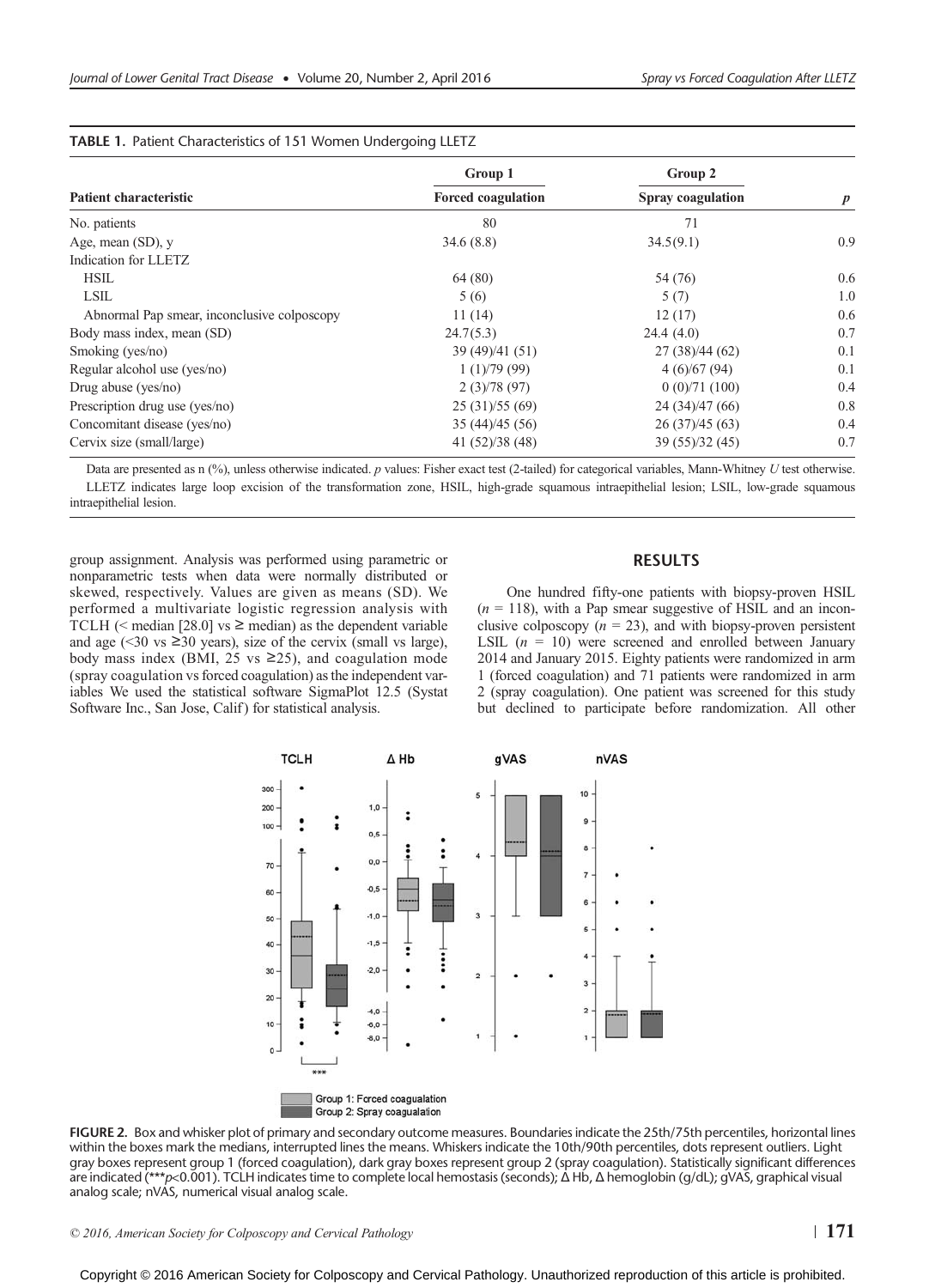**TABLE 1.** Patient Characteristics of 151 Women Undergoing LLETZ

| Patient characteristic | Group 1 Forced coagulation | Group 2 Spray coagulation | *p* |
|---|---|---|---|
| No. patients | 80 | 71 | |
| Age, mean (SD), y | 34.6 (8.8) | 34.5(9.1) | 0.9 |
| Indication for LLETZ | | | |
| HSIL | 64 (80) | 54 (76) | 0.6 |
| LSIL | 5 (6) | 5 (7) | 1.0 |
| Abnormal Pap smear, inconclusive colposcopy | 11 (14) | 12 (17) | 0.6 |
| Body mass index, mean (SD) | 24.7(5.3) | 24.4 (4.0) | 0.7 |
| Smoking (yes/no) | 39 (49)/41 (51) | 27 (38)/44 (62) | 0.1 |
| Regular alcohol use (yes/no) | 1 (1)/79 (99) | 4 (6)/67 (94) | 0.1 |
| Drug abuse (yes/no) | 2 (3)/78 (97) | 0 (0)/71 (100) | 0.4 |
| Prescription drug use (yes/no) | 25 (31)/55 (69) | 24 (34)/47 (66) | 0.8 |
| Concomitant disease (yes/no) | 35 (44)/45 (56) | 26 (37)/45 (63) | 0.4 |
| Cervix size (small/large) | 41 (52)/38 (48) | 39 (55)/32 (45) | 0.7 |

Data are presented as n (%), unless otherwise indicated. *p* values: Fisher exact test (2-tailed) for categorical variables, Mann-Whitney *U* test otherwise.

LLETZ indicates large loop excision of the transformation zone, HSIL, high-grade squamous intraepithelial lesion; LSIL, low-grade squamous intraepithelial lesion.

group assignment. Analysis was performed using parametric or nonparametric tests when data were normally distributed or skewed, respectively. Values are given as means (SD). We performed a multivariate logistic regression analysis with TCLH (< median [28.0] vs ≥ median) as the dependent variable and age (<30 vs ≥30 years), size of the cervix (small vs large), body mass index (BMI, 25 vs ≥25), and coagulation mode (spray coagulation vs forced coagulation) as the independent variables We used the statistical software SigmaPlot 12.5 (Systat Software Inc., San Jose, Calif) for statistical analysis.

## RESULTS

One hundred fifty-one patients with biopsy-proven HSIL ($n$ = 118), with a Pap smear suggestive of HSIL and an inconclusive colposcopy ($n$ = 23), and with biopsy-proven persistent LSIL ($n$ = 10) were screened and enrolled between January 2014 and January 2015. Eighty patients were randomized in arm 1 (forced coagulation) and 71 patients were randomized in arm 2 (spray coagulation). One patient was screened for this study but declined to participate before randomization. All other

**FIGURE 2.** Box and whisker plot of primary and secondary outcome measures. Boundaries indicate the 25th/75th percentiles, horizontal lines within the boxes mark the medians, interrupted lines the means. Whiskers indicate the 10th/90th percentiles, dots represent outliers. Light gray boxes represent group 1 (forced coagulation), dark gray boxes represent group 2 (spray coagulation). Statistically significant differences are indicated (***$p$<0.001). TCLH indicates time to complete local hemostasis (seconds); Δ Hb, Δ hemoglobin (g/dL); gVAS, graphical visual analog scale; nVAS, numerical visual analog scale.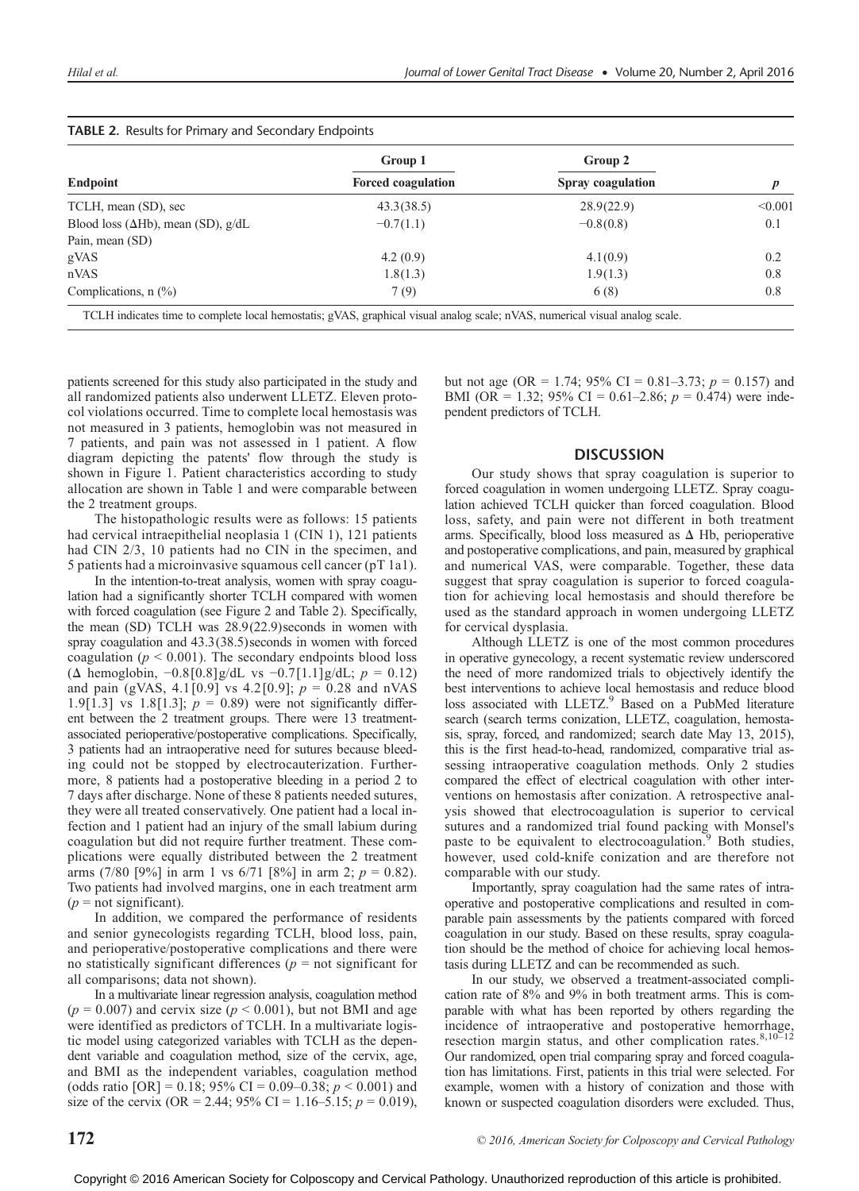**TABLE 2.** Results for Primary and Secondary Endpoints

| Endpoint | Group 1 | Group 2 | |
|---|---|---|---|
| | Forced coagulation | Spray coagulation | *p* |
| TCLH, mean (SD), sec | 43.3(38.5) | 28.9(22.9) | <0.001 |
| Blood loss (ΔHb), mean (SD), g/dL | −0.7(1.1) | −0.8(0.8) | 0.1 |
| Pain, mean (SD) | | | |
| gVAS | 4.2 (0.9) | 4.1(0.9) | 0.2 |
| nVAS | 1.8(1.3) | 1.9(1.3) | 0.8 |
| Complications, n (%) | 7 (9) | 6 (8) | 0.8 |

TCLH indicates time to complete local hemostatis; gVAS, graphical visual analog scale; nVAS, numerical visual analog scale.

patients screened for this study also participated in the study and all randomized patients also underwent LLETZ. Eleven protocol violations occurred. Time to complete local hemostasis was not measured in 3 patients, hemoglobin was not measured in 7 patients, and pain was not assessed in 1 patient. A flow diagram depicting the patents' flow through the study is shown in Figure 1. Patient characteristics according to study allocation are shown in Table 1 and were comparable between the 2 treatment groups.

The histopathologic results were as follows: 15 patients had cervical intraepithelial neoplasia 1 (CIN 1), 121 patients had CIN 2/3, 10 patients had no CIN in the specimen, and 5 patients had a microinvasive squamous cell cancer (pT 1a1).

In the intention-to-treat analysis, women with spray coagulation had a significantly shorter TCLH compared with women with forced coagulation (see Figure 2 and Table 2). Specifically, the mean (SD) TCLH was 28.9(22.9)seconds in women with spray coagulation and 43.3(38.5)seconds in women with forced coagulation ($p < 0.001$). The secondary endpoints blood loss (Δ hemoglobin, −0.8[0.8]g/dL vs −0.7[1.1]g/dL; $p = 0.12$) and pain (gVAS, 4.1[0.9] vs 4.2[0.9]; $p = 0.28$ and nVAS 1.9[1.3] vs 1.8[1.3]; $p = 0.89$) were not significantly different between the 2 treatment groups. There were 13 treatment-associated perioperative/postoperative complications. Specifically, 3 patients had an intraoperative need for sutures because bleeding could not be stopped by electrocauterization. Furthermore, 8 patients had a postoperative bleeding in a period 2 to 7 days after discharge. None of these 8 patients needed sutures, they were all treated conservatively. One patient had a local infection and 1 patient had an injury of the small labium during coagulation but did not require further treatment. These complications were equally distributed between the 2 treatment arms (7/80 [9%] in arm 1 vs 6/71 [8%] in arm 2; $p = 0.82$). Two patients had involved margins, one in each treatment arm ($p$ = not significant).

In addition, we compared the performance of residents and senior gynecologists regarding TCLH, blood loss, pain, and perioperative/postoperative complications and there were no statistically significant differences ($p$ = not significant for all comparisons; data not shown).

In a multivariate linear regression analysis, coagulation method ($p = 0.007$) and cervix size ($p < 0.001$), but not BMI and age were identified as predictors of TCLH. In a multivariate logistic model using categorized variables with TCLH as the dependent variable and coagulation method, size of the cervix, age, and BMI as the independent variables, coagulation method (odds ratio [OR] = 0.18; 95% CI = 0.09–0.38; $p < 0.001$) and size of the cervix (OR = 2.44; 95% CI = 1.16–5.15; $p = 0.019$), but not age (OR = 1.74; 95% CI = 0.81–3.73; $p = 0.157$) and BMI (OR = 1.32; 95% CI = 0.61–2.86; $p = 0.474$) were independent predictors of TCLH.

## DISCUSSION

Our study shows that spray coagulation is superior to forced coagulation in women undergoing LLETZ. Spray coagulation achieved TCLH quicker than forced coagulation. Blood loss, safety, and pain were not different in both treatment arms. Specifically, blood loss measured as Δ Hb, perioperative and postoperative complications, and pain, measured by graphical and numerical VAS, were comparable. Together, these data suggest that spray coagulation is superior to forced coagulation for achieving local hemostasis and should therefore be used as the standard approach in women undergoing LLETZ for cervical dysplasia.

Although LLETZ is one of the most common procedures in operative gynecology, a recent systematic review underscored the need of more randomized trials to objectively identify the best interventions to achieve local hemostasis and reduce blood loss associated with LLETZ.[9] Based on a PubMed literature search (search terms conization, LLETZ, coagulation, hemostasis, spray, forced, and randomized; search date May 13, 2015), this is the first head-to-head, randomized, comparative trial assessing intraoperative coagulation methods. Only 2 studies compared the effect of electrical coagulation with other interventions on hemostasis after conization. A retrospective analysis showed that electrocoagulation is superior to cervical sutures and a randomized trial found packing with Monsel's paste to be equivalent to electrocoagulation.[9] Both studies, however, used cold-knife conization and are therefore not comparable with our study.

Importantly, spray coagulation had the same rates of intraoperative and postoperative complications and resulted in comparable pain assessments by the patients compared with forced coagulation in our study. Based on these results, spray coagulation should be the method of choice for achieving local hemostasis during LLETZ and can be recommended as such.

In our study, we observed a treatment-associated complication rate of 8% and 9% in both treatment arms. This is comparable with what has been reported by others regarding the incidence of intraoperative and postoperative hemorrhage, resection margin status, and other complication rates.[8,10–12] Our randomized, open trial comparing spray and forced coagulation has limitations. First, patients in this trial were selected. For example, women with a history of conization and those with known or suspected coagulation disorders were excluded. Thus,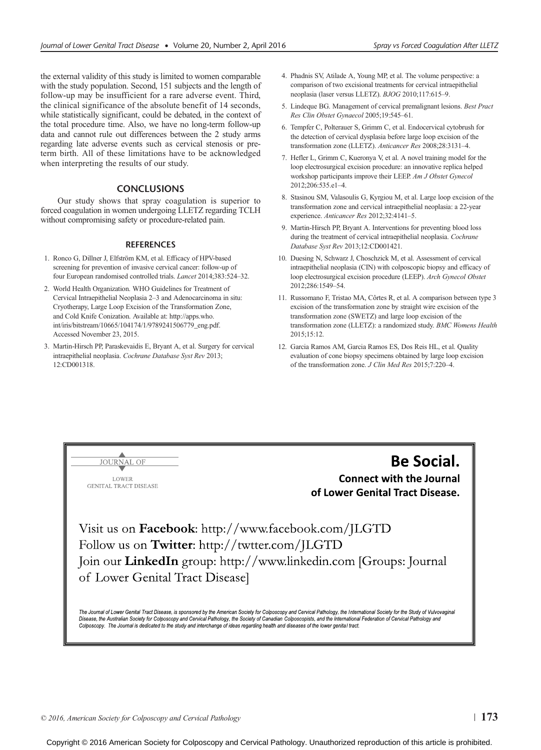the external validity of this study is limited to women comparable with the study population. Second, 151 subjects and the length of follow-up may be insufficient for a rare adverse event. Third, the clinical significance of the absolute benefit of 14 seconds, while statistically significant, could be debated, in the context of the total procedure time. Also, we have no long-term follow-up data and cannot rule out differences between the 2 study arms regarding late adverse events such as cervical stenosis or preterm birth. All of these limitations have to be acknowledged when interpreting the results of our study.

## CONCLUSIONS

Our study shows that spray coagulation is superior to forced coagulation in women undergoing LLETZ regarding TCLH without compromising safety or procedure-related pain.

## REFERENCES

1. Ronco G, Dillner J, Elfström KM, et al. Efficacy of HPV-based screening for prevention of invasive cervical cancer: follow-up of four European randomised controlled trials. *Lancet* 2014;383:524–32.
2. World Health Organization. WHO Guidelines for Treatment of Cervical Intraepithelial Neoplasia 2–3 and Adenocarcinoma in situ: Cryotherapy, Large Loop Excision of the Transformation Zone, and Cold Knife Conization. Available at: http://apps.who.int/iris/bitstream/10665/104174/1/9789241506779_eng.pdf. Accessed November 23, 2015.
3. Martin-Hirsch PP, Paraskevaidis E, Bryant A, et al. Surgery for cervical intraepithelial neoplasia. *Cochrane Database Syst Rev* 2013; 12:CD001318.
4. Phadnis SV, Atilade A, Young MP, et al. The volume perspective: a comparison of two excisional treatments for cervical intraepithelial neoplasia (laser versus LLETZ). *BJOG* 2010;117:615–9.
5. Lindeque BG. Management of cervical premalignant lesions. *Best Pract Res Clin Obstet Gynaecol* 2005;19:545–61.
6. Tempfer C, Polterauer S, Grimm C, et al. Endocervical cytobrush for the detection of cervical dysplasia before large loop excision of the transformation zone (LLETZ). *Anticancer Res* 2008;28:3131–4.
7. Hefler L, Grimm C, Kueronya V, et al. A novel training model for the loop electrosurgical excision procedure: an innovative replica helped workshop participants improve their LEEP. *Am J Obstet Gynecol* 2012;206:535.e1–4.
8. Stasinou SM, Valasoulis G, Kyrgiou M, et al. Large loop excision of the transformation zone and cervical intraepithelial neoplasia: a 22-year experience. *Anticancer Res* 2012;32:4141–5.
9. Martin-Hirsch PP, Bryant A. Interventions for preventing blood loss during the treatment of cervical intraepithelial neoplasia. *Cochrane Database Syst Rev* 2013;12:CD001421.
10. Duesing N, Schwarz J, Choschzick M, et al. Assessment of cervical intraepithelial neoplasia (CIN) with colposcopic biopsy and efficacy of loop electrosurgical excision procedure (LEEP). *Arch Gynecol Obstet* 2012;286:1549–54.
11. Russomano F, Tristao MA, Côrtes R, et al. A comparison between type 3 excision of the transformation zone by straight wire excision of the transformation zone (SWETZ) and large loop excision of the transformation zone (LLETZ): a randomized study. *BMC Womens Health* 2015;15:12.
12. Garcia Ramos AM, Garcia Ramos ES, Dos Reis HL, et al. Quality evaluation of cone biopsy specimens obtained by large loop excision of the transformation zone. *J Clin Med Res* 2015;7:220–4.

JOURNAL OF LOWER GENITAL TRACT DISEASE

**Be Social.**

**Connect with the Journal of Lower Genital Tract Disease.**

Visit us on **Facebook**: http://www.facebook.com/JLGTD
Follow us on **Twitter**: http://twtter.com/JLGTD
Join our **LinkedIn** group: http://www.linkedin.com [Groups: Journal of Lower Genital Tract Disease]

*The Journal of Lower Genital Tract Disease, is sponsored by the American Society for Colposcopy and Cervical Pathology, the International Society for the Study of Vulvovaginal Disease, the Australian Society for Colposcopy and Cervical Pathology, the Society of Canadian Colposcopists, and the International Federation of Cervical Pathology and Colposcopy. The Journal is dedicated to the study and interchange of ideas regarding health and diseases of the lower genital tract.*